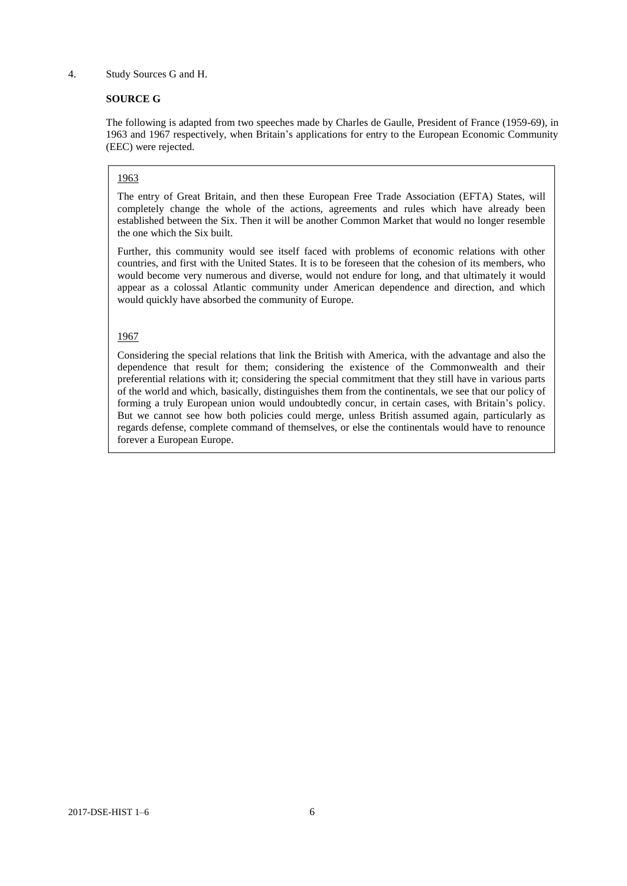4. Study Sources G and H.

**SOURCE G**

The following is adapted from two speeches made by Charles de Gaulle, President of France (1959-69), in 1963 and 1967 respectively, when Britain's applications for entry to the European Economic Community (EEC) were rejected.

<u>1963</u>

The entry of Great Britain, and then these European Free Trade Association (EFTA) States, will completely change the whole of the actions, agreements and rules which have already been established between the Six. Then it will be another Common Market that would no longer resemble the one which the Six built.

Further, this community would see itself faced with problems of economic relations with other countries, and first with the United States. It is to be foreseen that the cohesion of its members, who would become very numerous and diverse, would not endure for long, and that ultimately it would appear as a colossal Atlantic community under American dependence and direction, and which would quickly have absorbed the community of Europe.

<u>1967</u>

Considering the special relations that link the British with America, with the advantage and also the dependence that result for them; considering the existence of the Commonwealth and their preferential relations with it; considering the special commitment that they still have in various parts of the world and which, basically, distinguishes them from the continentals, we see that our policy of forming a truly European union would undoubtedly concur, in certain cases, with Britain's policy. But we cannot see how both policies could merge, unless British assumed again, particularly as regards defense, complete command of themselves, or else the continentals would have to renounce forever a European Europe.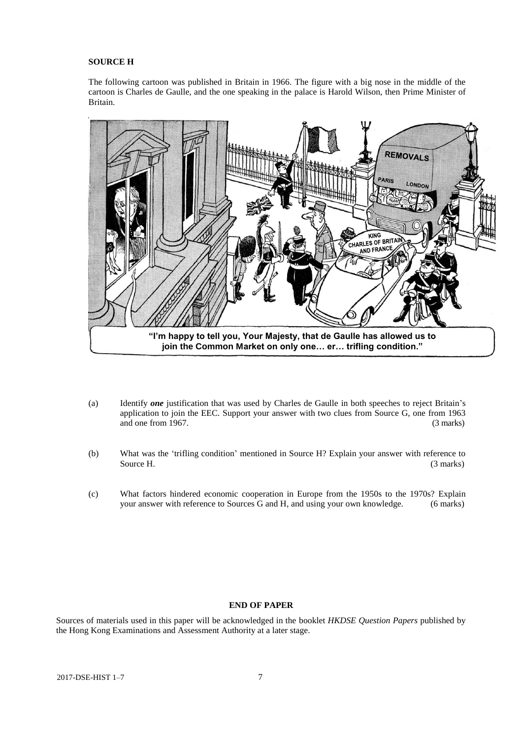**SOURCE H**

The following cartoon was published in Britain in 1966. The figure with a big nose in the middle of the cartoon is Charles de Gaulle, and the one speaking in the palace is Harold Wilson, then Prime Minister of Britain.

"I'm happy to tell you, Your Majesty, that de Gaulle has allowed us to join the Common Market on only one… er… trifling condition."

(a) Identify ***one*** justification that was used by Charles de Gaulle in both speeches to reject Britain's application to join the EEC. Support your answer with two clues from Source G, one from 1963 and one from 1967. (3 marks)

(b) What was the 'trifling condition' mentioned in Source H? Explain your answer with reference to Source H. (3 marks)

(c) What factors hindered economic cooperation in Europe from the 1950s to the 1970s? Explain your answer with reference to Sources G and H, and using your own knowledge. (6 marks)

**END OF PAPER**

Sources of materials used in this paper will be acknowledged in the booklet *HKDSE Question Papers* published by the Hong Kong Examinations and Assessment Authority at a later stage.